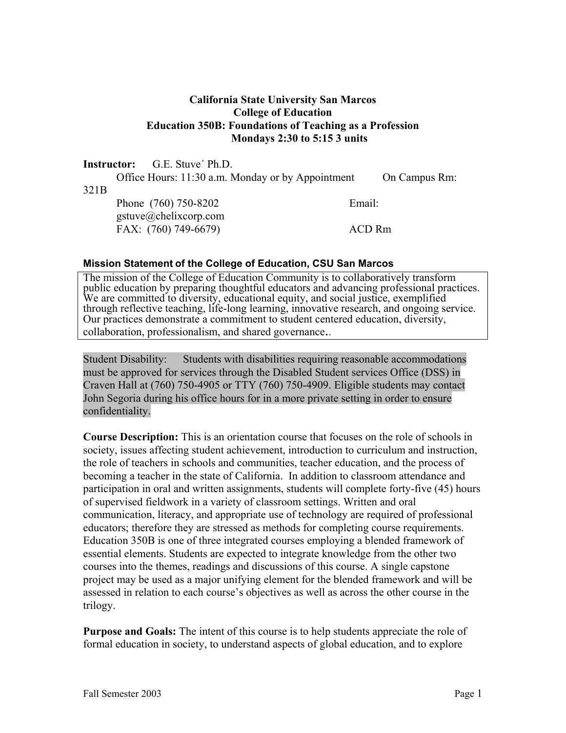**California State University San Marcos**
**College of Education**
**Education 350B: Foundations of Teaching as a Profession**
**Mondays 2:30 to 5:15 3 units**

**Instructor:** G.E. Stuve´ Ph.D.
Office Hours: 11:30 a.m. Monday or by Appointment On Campus Rm: 321B
Phone (760) 750-8202 Email: gstuve@chelixcorp.com
FAX: (760) 749-6679) ACD Rm

### Mission Statement of the College of Education, CSU San Marcos

The mission of the College of Education Community is to collaboratively transform public education by preparing thoughtful educators and advancing professional practices. We are committed to diversity, educational equity, and social justice, exemplified through reflective teaching, life-long learning, innovative research, and ongoing service. Our practices demonstrate a commitment to student centered education, diversity, collaboration, professionalism, and shared governance..

Student Disability: Students with disabilities requiring reasonable accommodations must be approved for services through the Disabled Student services Office (DSS) in Craven Hall at (760) 750-4905 or TTY (760) 750-4909. Eligible students may contact John Segoria during his office hours for in a more private setting in order to ensure confidentiality.

**Course Description:** This is an orientation course that focuses on the role of schools in society, issues affecting student achievement, introduction to curriculum and instruction, the role of teachers in schools and communities, teacher education, and the process of becoming a teacher in the state of California. In addition to classroom attendance and participation in oral and written assignments, students will complete forty-five (45) hours of supervised fieldwork in a variety of classroom settings. Written and oral communication, literacy, and appropriate use of technology are required of professional educators; therefore they are stressed as methods for completing course requirements. Education 350B is one of three integrated courses employing a blended framework of essential elements. Students are expected to integrate knowledge from the other two courses into the themes, readings and discussions of this course. A single capstone project may be used as a major unifying element for the blended framework and will be assessed in relation to each course's objectives as well as across the other course in the trilogy.

**Purpose and Goals:** The intent of this course is to help students appreciate the role of formal education in society, to understand aspects of global education, and to explore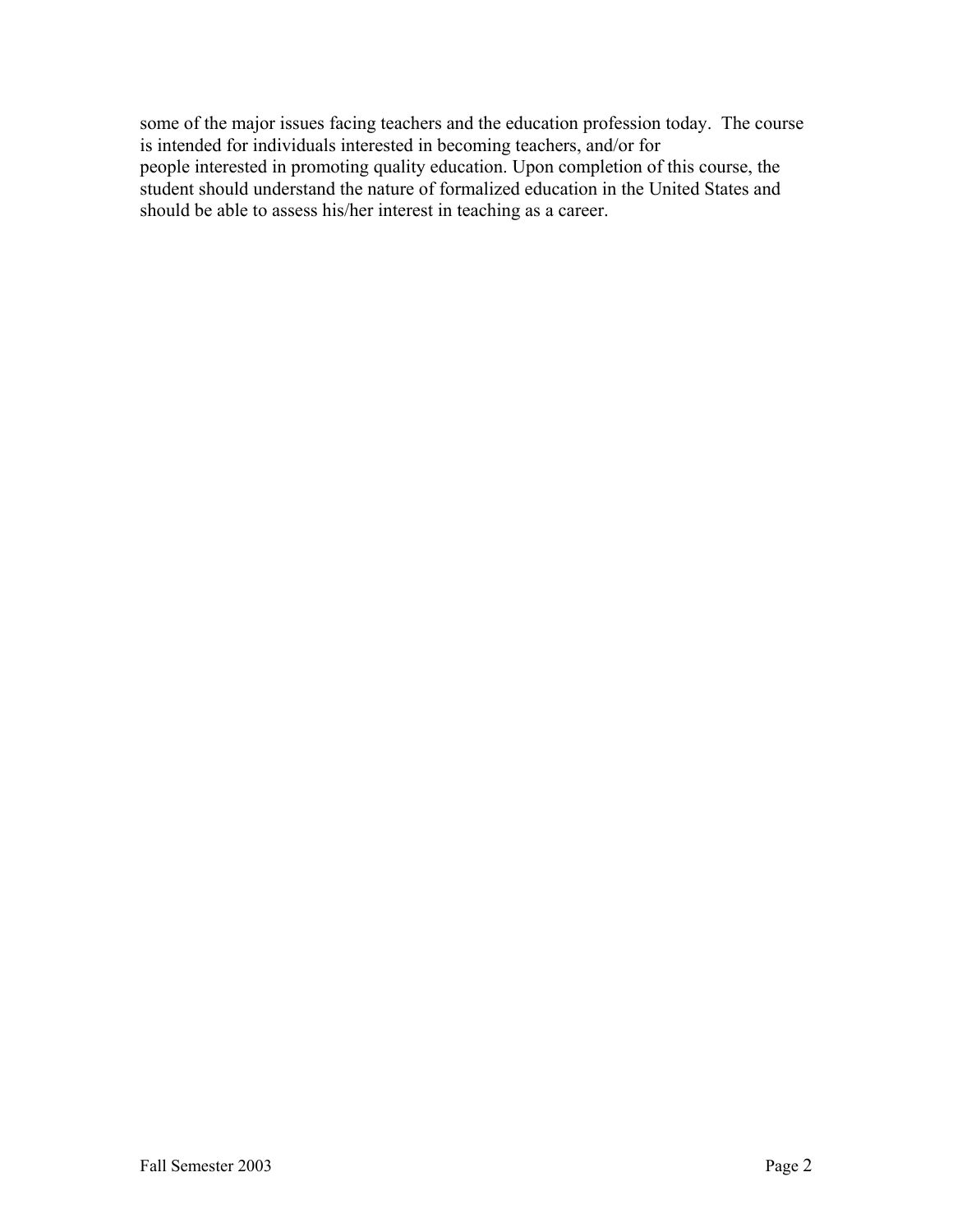some of the major issues facing teachers and the education profession today. The course is intended for individuals interested in becoming teachers, and/or for people interested in promoting quality education. Upon completion of this course, the student should understand the nature of formalized education in the United States and should be able to assess his/her interest in teaching as a career.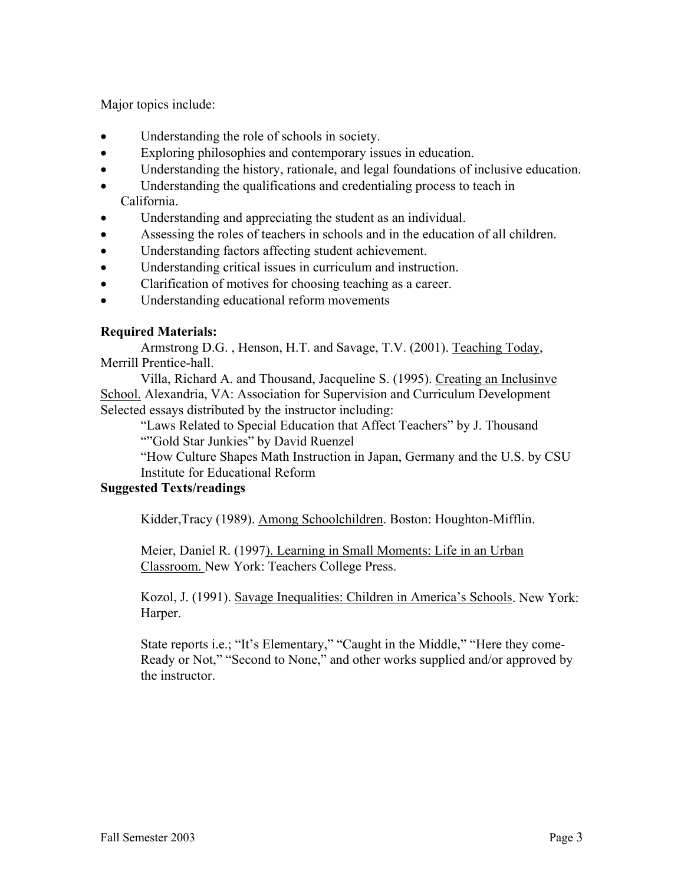Major topics include:

- Understanding the role of schools in society.
- Exploring philosophies and contemporary issues in education.
- Understanding the history, rationale, and legal foundations of inclusive education.
- Understanding the qualifications and credentialing process to teach in California.
- Understanding and appreciating the student as an individual.
- Assessing the roles of teachers in schools and in the education of all children.
- Understanding factors affecting student achievement.
- Understanding critical issues in curriculum and instruction.
- Clarification of motives for choosing teaching as a career.
- Understanding educational reform movements

**Required Materials:**

Armstrong D.G. , Henson, H.T. and Savage, T.V. (2001). Teaching Today, Merrill Prentice-hall.

Villa, Richard A. and Thousand, Jacqueline S. (1995). Creating an Inclusinve School. Alexandria, VA: Association for Supervision and Curriculum Development

Selected essays distributed by the instructor including:

"Laws Related to Special Education that Affect Teachers" by J. Thousand

""Gold Star Junkies" by David Ruenzel

"How Culture Shapes Math Instruction in Japan, Germany and the U.S. by CSU Institute for Educational Reform

**Suggested Texts/readings**

Kidder,Tracy (1989). Among Schoolchildren. Boston: Houghton-Mifflin.

Meier, Daniel R. (1997). Learning in Small Moments: Life in an Urban Classroom. New York: Teachers College Press.

Kozol, J. (1991). Savage Inequalities: Children in America's Schools. New York: Harper.

State reports i.e.; "It's Elementary," "Caught in the Middle," "Here they come-Ready or Not," "Second to None," and other works supplied and/or approved by the instructor.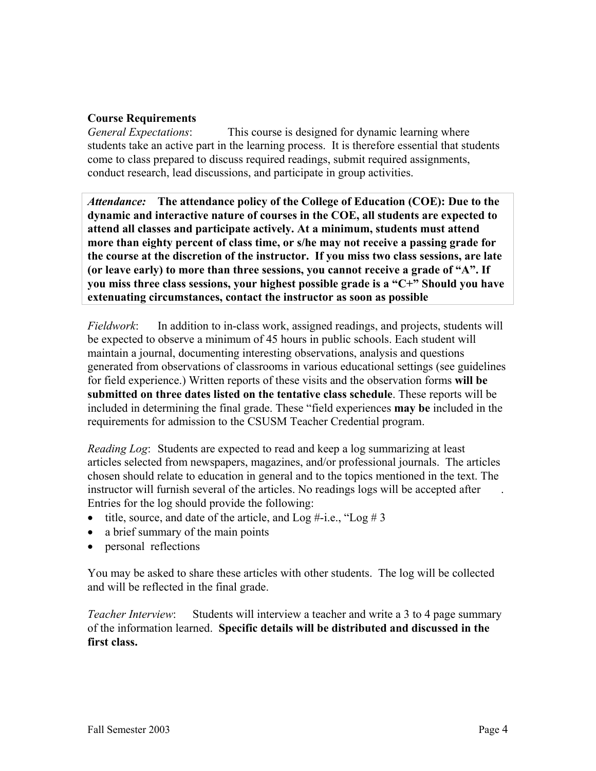**Course Requirements**

*General Expectations*: This course is designed for dynamic learning where students take an active part in the learning process. It is therefore essential that students come to class prepared to discuss required readings, submit required assignments, conduct research, lead discussions, and participate in group activities.

*Attendance:* **The attendance policy of the College of Education (COE): Due to the dynamic and interactive nature of courses in the COE, all students are expected to attend all classes and participate actively. At a minimum, students must attend more than eighty percent of class time, or s/he may not receive a passing grade for the course at the discretion of the instructor. If you miss two class sessions, are late (or leave early) to more than three sessions, you cannot receive a grade of "A". If you miss three class sessions, your highest possible grade is a "C+" Should you have extenuating circumstances, contact the instructor as soon as possible**

*Fieldwork*: In addition to in-class work, assigned readings, and projects, students will be expected to observe a minimum of 45 hours in public schools. Each student will maintain a journal, documenting interesting observations, analysis and questions generated from observations of classrooms in various educational settings (see guidelines for field experience.) Written reports of these visits and the observation forms **will be submitted on three dates listed on the tentative class schedule**. These reports will be included in determining the final grade. These "field experiences **may be** included in the requirements for admission to the CSUSM Teacher Credential program.

*Reading Log*: Students are expected to read and keep a log summarizing at least articles selected from newspapers, magazines, and/or professional journals. The articles chosen should relate to education in general and to the topics mentioned in the text. The instructor will furnish several of the articles. No readings logs will be accepted after . Entries for the log should provide the following:

- title, source, and date of the article, and Log #-i.e., "Log # 3
- a brief summary of the main points
- personal reflections

You may be asked to share these articles with other students. The log will be collected and will be reflected in the final grade.

*Teacher Interview*: Students will interview a teacher and write a 3 to 4 page summary of the information learned. **Specific details will be distributed and discussed in the first class.**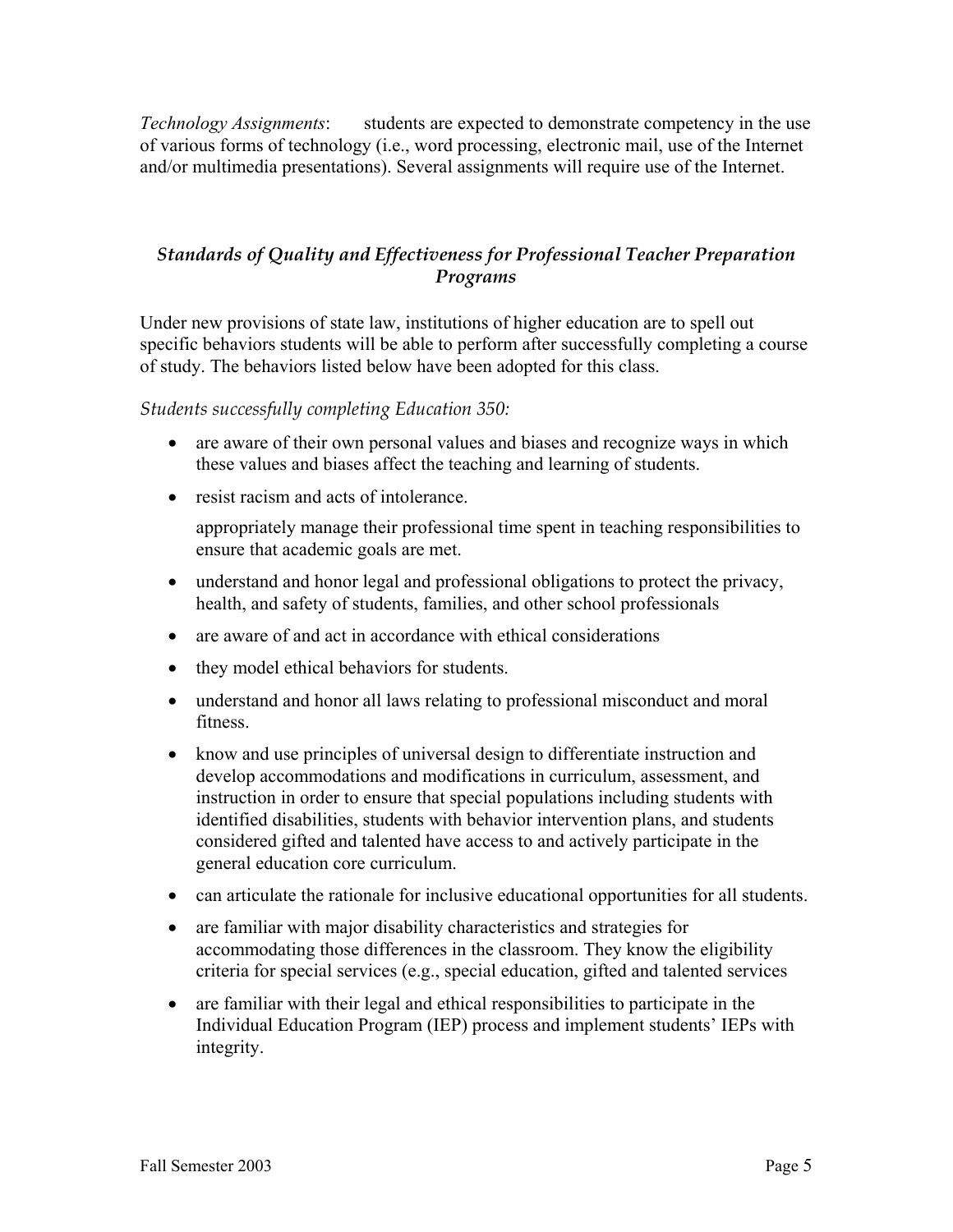*Technology Assignments*: students are expected to demonstrate competency in the use of various forms of technology (i.e., word processing, electronic mail, use of the Internet and/or multimedia presentations). Several assignments will require use of the Internet.

## *Standards of Quality and Effectiveness for Professional Teacher Preparation Programs*

Under new provisions of state law, institutions of higher education are to spell out specific behaviors students will be able to perform after successfully completing a course of study. The behaviors listed below have been adopted for this class.

*Students successfully completing Education 350:*

- are aware of their own personal values and biases and recognize ways in which these values and biases affect the teaching and learning of students.
- resist racism and acts of intolerance.

  appropriately manage their professional time spent in teaching responsibilities to ensure that academic goals are met.
- understand and honor legal and professional obligations to protect the privacy, health, and safety of students, families, and other school professionals
- are aware of and act in accordance with ethical considerations
- they model ethical behaviors for students.
- understand and honor all laws relating to professional misconduct and moral fitness.
- know and use principles of universal design to differentiate instruction and develop accommodations and modifications in curriculum, assessment, and instruction in order to ensure that special populations including students with identified disabilities, students with behavior intervention plans, and students considered gifted and talented have access to and actively participate in the general education core curriculum.
- can articulate the rationale for inclusive educational opportunities for all students.
- are familiar with major disability characteristics and strategies for accommodating those differences in the classroom. They know the eligibility criteria for special services (e.g., special education, gifted and talented services
- are familiar with their legal and ethical responsibilities to participate in the Individual Education Program (IEP) process and implement students' IEPs with integrity.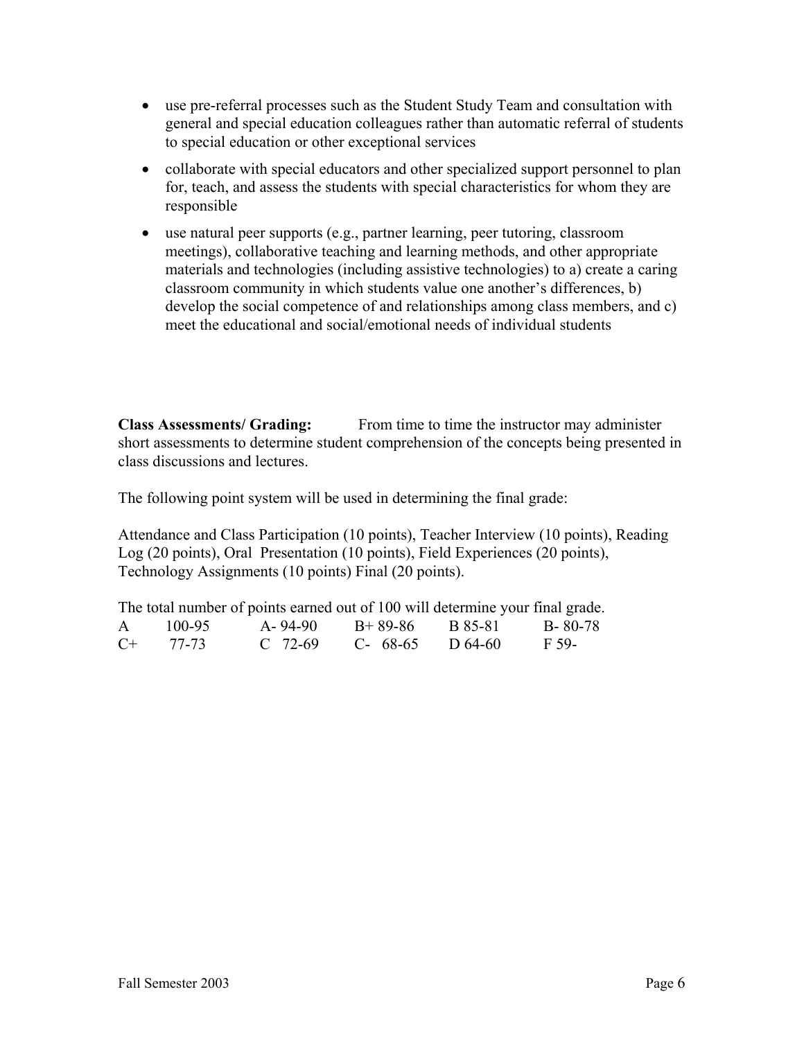- use pre-referral processes such as the Student Study Team and consultation with general and special education colleagues rather than automatic referral of students to special education or other exceptional services
- collaborate with special educators and other specialized support personnel to plan for, teach, and assess the students with special characteristics for whom they are responsible
- use natural peer supports (e.g., partner learning, peer tutoring, classroom meetings), collaborative teaching and learning methods, and other appropriate materials and technologies (including assistive technologies) to a) create a caring classroom community in which students value one another's differences, b) develop the social competence of and relationships among class members, and c) meet the educational and social/emotional needs of individual students

**Class Assessments/ Grading:** From time to time the instructor may administer short assessments to determine student comprehension of the concepts being presented in class discussions and lectures.

The following point system will be used in determining the final grade:

Attendance and Class Participation (10 points), Teacher Interview (10 points), Reading Log (20 points), Oral Presentation (10 points), Field Experiences (20 points), Technology Assignments (10 points) Final (20 points).

The total number of points earned out of 100 will determine your final grade.

| | | | | |
|---|---|---|---|---|
| A 100-95 | A- 94-90 | B+ 89-86 | B 85-81 | B- 80-78 |
| C+ 77-73 | C 72-69 | C- 68-65 | D 64-60 | F 59- |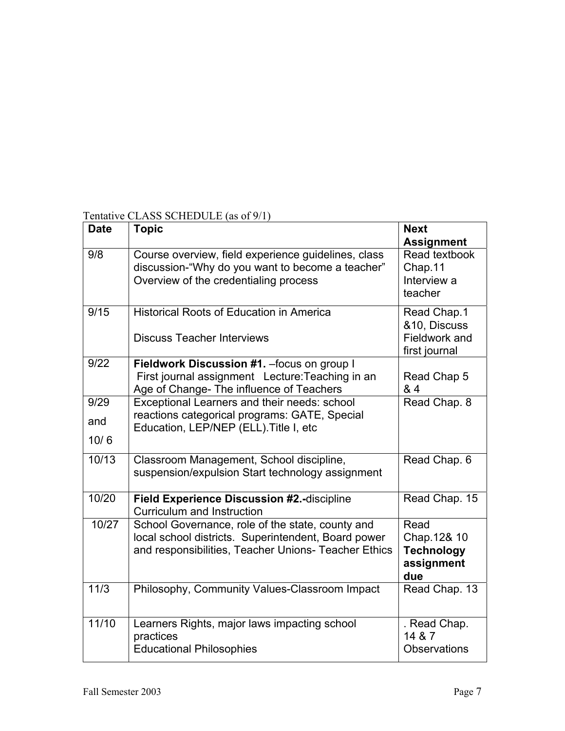Tentative CLASS SCHEDULE (as of 9/1)

| Date | Topic | Next Assignment |
|---|---|---|
| 9/8 | Course overview, field experience guidelines, class discussion-"Why do you want to become a teacher" Overview of the credentialing process | Read textbook Chap.11 Interview a teacher |
| 9/15 | Historical Roots of Education in America<br><br>Discuss Teacher Interviews | Read Chap.1 &10, Discuss Fieldwork and first journal |
| 9/22 | **Fieldwork Discussion #1.** –focus on group I First journal assignment Lecture:Teaching in an Age of Change- The influence of Teachers | Read Chap 5 & 4 |
| 9/29 and 10/ 6 | Exceptional Learners and their needs: school reactions categorical programs: GATE, Special Education, LEP/NEP (ELL).Title I, etc | Read Chap. 8 |
| 10/13 | Classroom Management, School discipline, suspension/expulsion Start technology assignment | Read Chap. 6 |
| 10/20 | **Field Experience Discussion #2.-**discipline Curriculum and Instruction | Read Chap. 15 |
| 10/27 | School Governance, role of the state, county and local school districts. Superintendent, Board power and responsibilities, Teacher Unions- Teacher Ethics | Read Chap.12& 10 **Technology assignment due** |
| 11/3 | Philosophy, Community Values-Classroom Impact | Read Chap. 13 |
| 11/10 | Learners Rights, major laws impacting school practices<br>Educational Philosophies | . Read Chap. 14 & 7 Observations |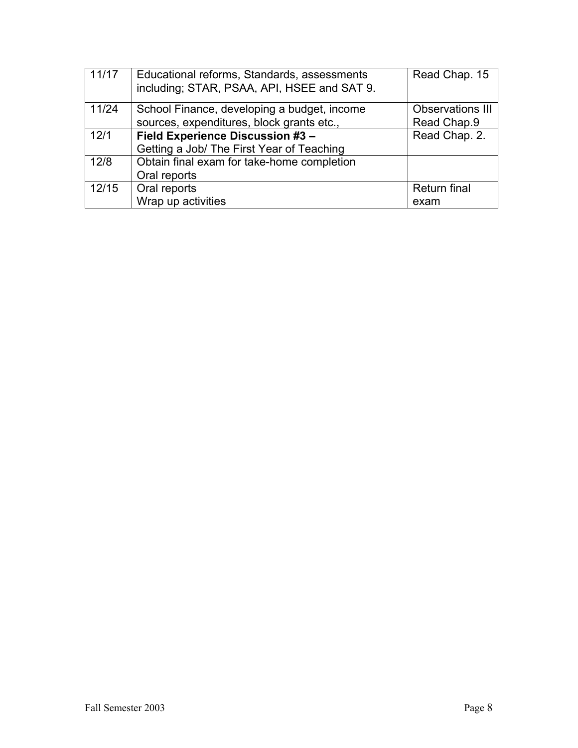| | | |
|---|---|---|
| 11/17 | Educational reforms, Standards, assessments including; STAR, PSAA, API, HSEE and SAT 9. | Read Chap. 15 |
| 11/24 | School Finance, developing a budget, income sources, expenditures, block grants etc., | Observations III Read Chap.9 |
| 12/1 | **Field Experience Discussion #3 –** Getting a Job/ The First Year of Teaching | Read Chap. 2. |
| 12/8 | Obtain final exam for take-home completion Oral reports | |
| 12/15 | Oral reports Wrap up activities | Return final exam |